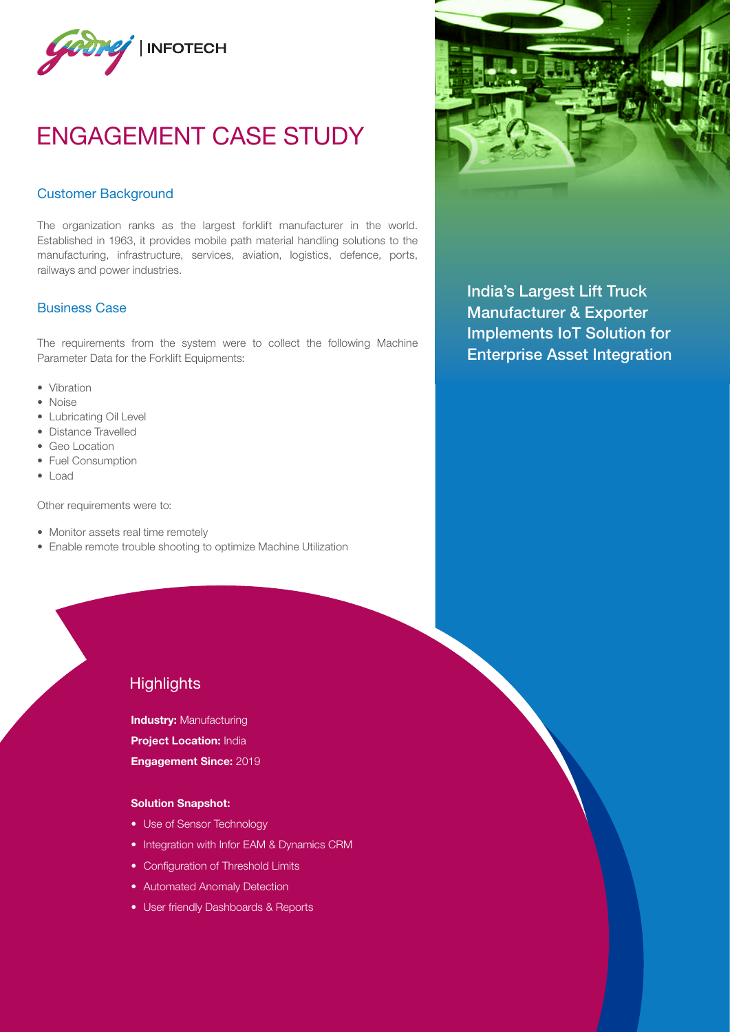Godrej | INFOTECH

# ENGAGEMENT CASE STUDY

## India's Largest Lift Truck Manufacturer & Exporter Implements IoT Solution for Enterprise Asset Integration

### Customer Background

The organization ranks as the largest forklift manufacturer in the world. Established in 1963, it provides mobile path material handling solutions to the manufacturing, infrastructure, services, aviation, logistics, defence, ports, railways and power industries.

### Business Case

The requirements from the system were to collect the following Machine Parameter Data for the Forklift Equipments:

- Vibration
- Noise
- Lubricating Oil Level
- Distance Travelled
- Geo Location
- Fuel Consumption
- Load

Other requirements were to:

- Monitor assets real time remotely
- Enable remote trouble shooting to optimize Machine Utilization

### Highlights

**Industry:** Manufacturing

**Project Location:** India

**Engagement Since:** 2019

**Solution Snapshot:**

- Use of Sensor Technology
- Integration with Infor EAM & Dynamics CRM
- Configuration of Threshold Limits
- Automated Anomaly Detection
- User friendly Dashboards & Reports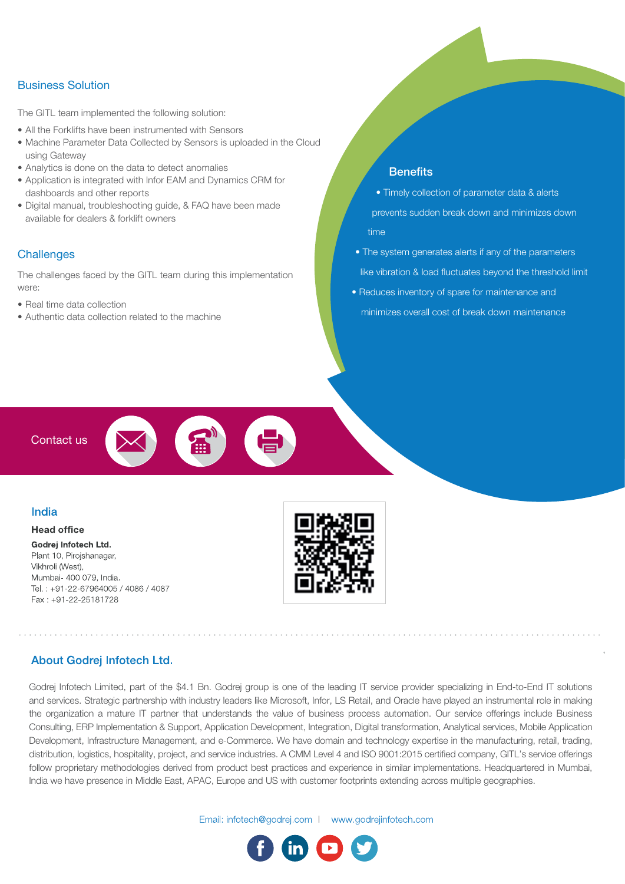## Business Solution

The GITL team implemented the following solution:

- All the Forklifts have been instrumented with Sensors
- Machine Parameter Data Collected by Sensors is uploaded in the Cloud using Gateway
- Analytics is done on the data to detect anomalies
- Application is integrated with Infor EAM and Dynamics CRM for dashboards and other reports
- Digital manual, troubleshooting guide, & FAQ have been made available for dealers & forklift owners

## Challenges

The challenges faced by the GITL team during this implementation were:

- Real time data collection
- Authentic data collection related to the machine

## Benefits

- Timely collection of parameter data & alerts prevents sudden break down and minimizes down time
- The system generates alerts if any of the parameters like vibration & load fluctuates beyond the threshold limit
- Reduces inventory of spare for maintenance and minimizes overall cost of break down maintenance

Contact us

### India

**Head office**

**Godrej Infotech Ltd.**
Plant 10, Pirojshanagar,
Vikhroli (West),
Mumbai- 400 079, India.
Tel. : +91-22-67964005 / 4086 / 4087
Fax : +91-22-25181728

## About Godrej Infotech Ltd.

Godrej Infotech Limited, part of the $4.1 Bn. Godrej group is one of the leading IT service provider specializing in End-to-End IT solutions and services. Strategic partnership with industry leaders like Microsoft, Infor, LS Retail, and Oracle have played an instrumental role in making the organization a mature IT partner that understands the value of business process automation. Our service offerings include Business Consulting, ERP Implementation & Support, Application Development, Integration, Digital transformation, Analytical services, Mobile Application Development, Infrastructure Management, and e-Commerce. We have domain and technology expertise in the manufacturing, retail, trading, distribution, logistics, hospitality, project, and service industries. A CMM Level 4 and ISO 9001:2015 certified company, GITL's service offerings follow proprietary methodologies derived from product best practices and experience in similar implementations. Headquartered in Mumbai, India we have presence in Middle East, APAC, Europe and US with customer footprints extending across multiple geographies.

Email: infotech@godrej.com | www.godrejinfotech.com